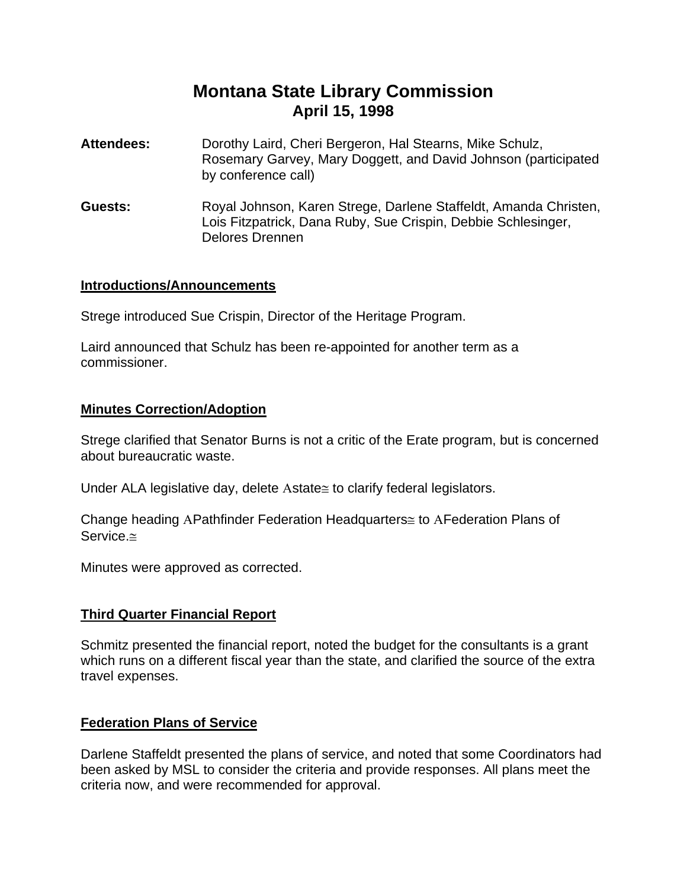# Montana State Library Commission
## April 15, 1998

**Attendees:** Dorothy Laird, Cheri Bergeron, Hal Stearns, Mike Schulz, Rosemary Garvey, Mary Doggett, and David Johnson (participated by conference call)

**Guests:** Royal Johnson, Karen Strege, Darlene Staffeldt, Amanda Christen, Lois Fitzpatrick, Dana Ruby, Sue Crispin, Debbie Schlesinger, Delores Drennen

### Introductions/Announcements

Strege introduced Sue Crispin, Director of the Heritage Program.

Laird announced that Schulz has been re-appointed for another term as a commissioner.

### Minutes Correction/Adoption

Strege clarified that Senator Burns is not a critic of the Erate program, but is concerned about bureaucratic waste.

Under ALA legislative day, delete Astate≅ to clarify federal legislators.

Change heading APathfinder Federation Headquarters≅ to AFederation Plans of Service.≅

Minutes were approved as corrected.

### Third Quarter Financial Report

Schmitz presented the financial report, noted the budget for the consultants is a grant which runs on a different fiscal year than the state, and clarified the source of the extra travel expenses.

### Federation Plans of Service

Darlene Staffeldt presented the plans of service, and noted that some Coordinators had been asked by MSL to consider the criteria and provide responses. All plans meet the criteria now, and were recommended for approval.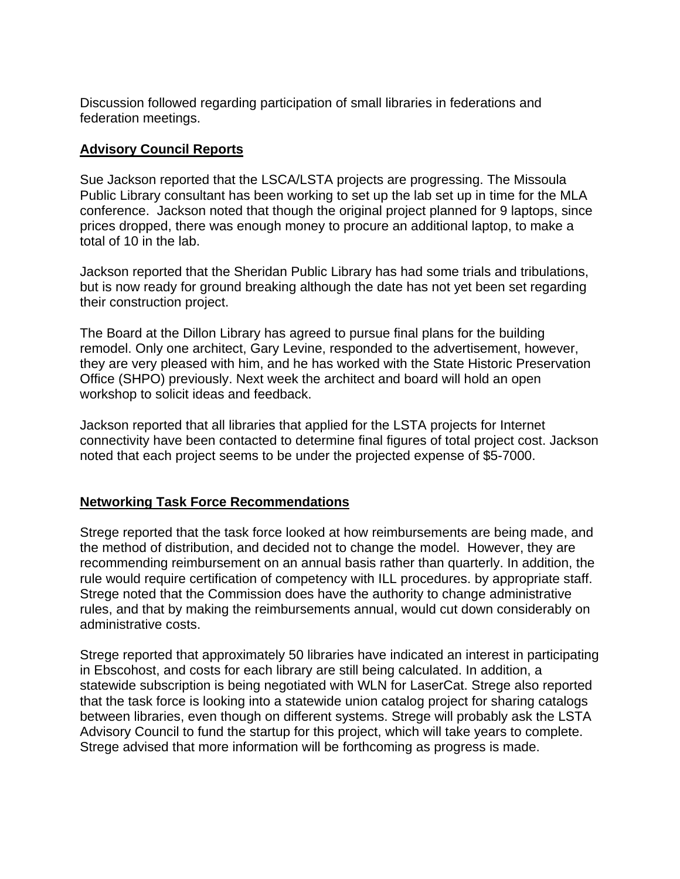Discussion followed regarding participation of small libraries in federations and federation meetings.

**Advisory Council Reports**

Sue Jackson reported that the LSCA/LSTA projects are progressing. The Missoula Public Library consultant has been working to set up the lab set up in time for the MLA conference. Jackson noted that though the original project planned for 9 laptops, since prices dropped, there was enough money to procure an additional laptop, to make a total of 10 in the lab.

Jackson reported that the Sheridan Public Library has had some trials and tribulations, but is now ready for ground breaking although the date has not yet been set regarding their construction project.

The Board at the Dillon Library has agreed to pursue final plans for the building remodel. Only one architect, Gary Levine, responded to the advertisement, however, they are very pleased with him, and he has worked with the State Historic Preservation Office (SHPO) previously. Next week the architect and board will hold an open workshop to solicit ideas and feedback.

Jackson reported that all libraries that applied for the LSTA projects for Internet connectivity have been contacted to determine final figures of total project cost. Jackson noted that each project seems to be under the projected expense of $5-7000.

**Networking Task Force Recommendations**

Strege reported that the task force looked at how reimbursements are being made, and the method of distribution, and decided not to change the model. However, they are recommending reimbursement on an annual basis rather than quarterly. In addition, the rule would require certification of competency with ILL procedures. by appropriate staff. Strege noted that the Commission does have the authority to change administrative rules, and that by making the reimbursements annual, would cut down considerably on administrative costs.

Strege reported that approximately 50 libraries have indicated an interest in participating in Ebscohost, and costs for each library are still being calculated. In addition, a statewide subscription is being negotiated with WLN for LaserCat. Strege also reported that the task force is looking into a statewide union catalog project for sharing catalogs between libraries, even though on different systems. Strege will probably ask the LSTA Advisory Council to fund the startup for this project, which will take years to complete. Strege advised that more information will be forthcoming as progress is made.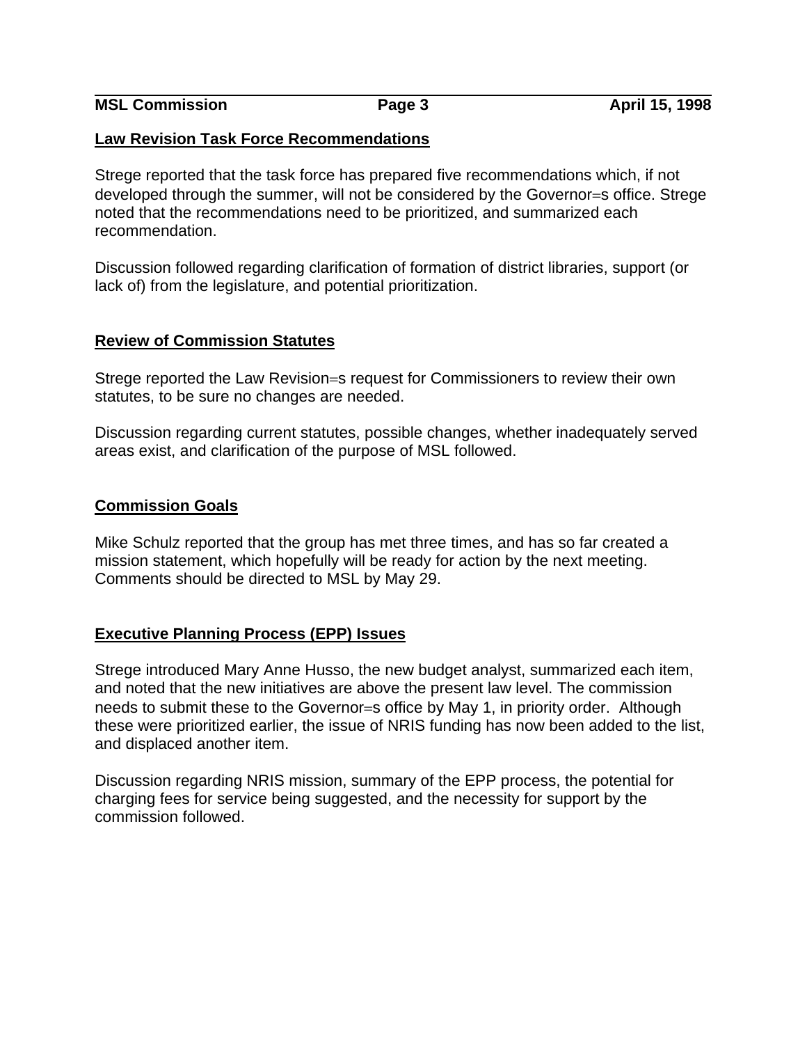## Law Revision Task Force Recommendations

Strege reported that the task force has prepared five recommendations which, if not developed through the summer, will not be considered by the Governor=s office. Strege noted that the recommendations need to be prioritized, and summarized each recommendation.

Discussion followed regarding clarification of formation of district libraries, support (or lack of) from the legislature, and potential prioritization.

## Review of Commission Statutes

Strege reported the Law Revision=s request for Commissioners to review their own statutes, to be sure no changes are needed.

Discussion regarding current statutes, possible changes, whether inadequately served areas exist, and clarification of the purpose of MSL followed.

## Commission Goals

Mike Schulz reported that the group has met three times, and has so far created a mission statement, which hopefully will be ready for action by the next meeting. Comments should be directed to MSL by May 29.

## Executive Planning Process (EPP) Issues

Strege introduced Mary Anne Husso, the new budget analyst, summarized each item, and noted that the new initiatives are above the present law level. The commission needs to submit these to the Governor=s office by May 1, in priority order. Although these were prioritized earlier, the issue of NRIS funding has now been added to the list, and displaced another item.

Discussion regarding NRIS mission, summary of the EPP process, the potential for charging fees for service being suggested, and the necessity for support by the commission followed.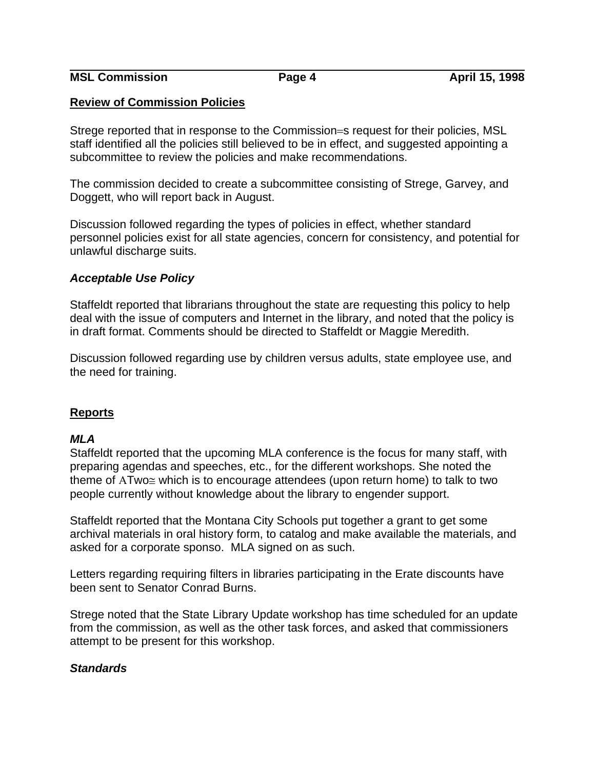## Review of Commission Policies

Strege reported that in response to the Commission=s request for their policies, MSL staff identified all the policies still believed to be in effect, and suggested appointing a subcommittee to review the policies and make recommendations.

The commission decided to create a subcommittee consisting of Strege, Garvey, and Doggett, who will report back in August.

Discussion followed regarding the types of policies in effect, whether standard personnel policies exist for all state agencies, concern for consistency, and potential for unlawful discharge suits.

### *Acceptable Use Policy*

Staffeldt reported that librarians throughout the state are requesting this policy to help deal with the issue of computers and Internet in the library, and noted that the policy is in draft format. Comments should be directed to Staffeldt or Maggie Meredith.

Discussion followed regarding use by children versus adults, state employee use, and the need for training.

## Reports

### *MLA*

Staffeldt reported that the upcoming MLA conference is the focus for many staff, with preparing agendas and speeches, etc., for the different workshops. She noted the theme of ATwo≅ which is to encourage attendees (upon return home) to talk to two people currently without knowledge about the library to engender support.

Staffeldt reported that the Montana City Schools put together a grant to get some archival materials in oral history form, to catalog and make available the materials, and asked for a corporate sponso.  MLA signed on as such.

Letters regarding requiring filters in libraries participating in the Erate discounts have been sent to Senator Conrad Burns.

Strege noted that the State Library Update workshop has time scheduled for an update from the commission, as well as the other task forces, and asked that commissioners attempt to be present for this workshop.

### *Standards*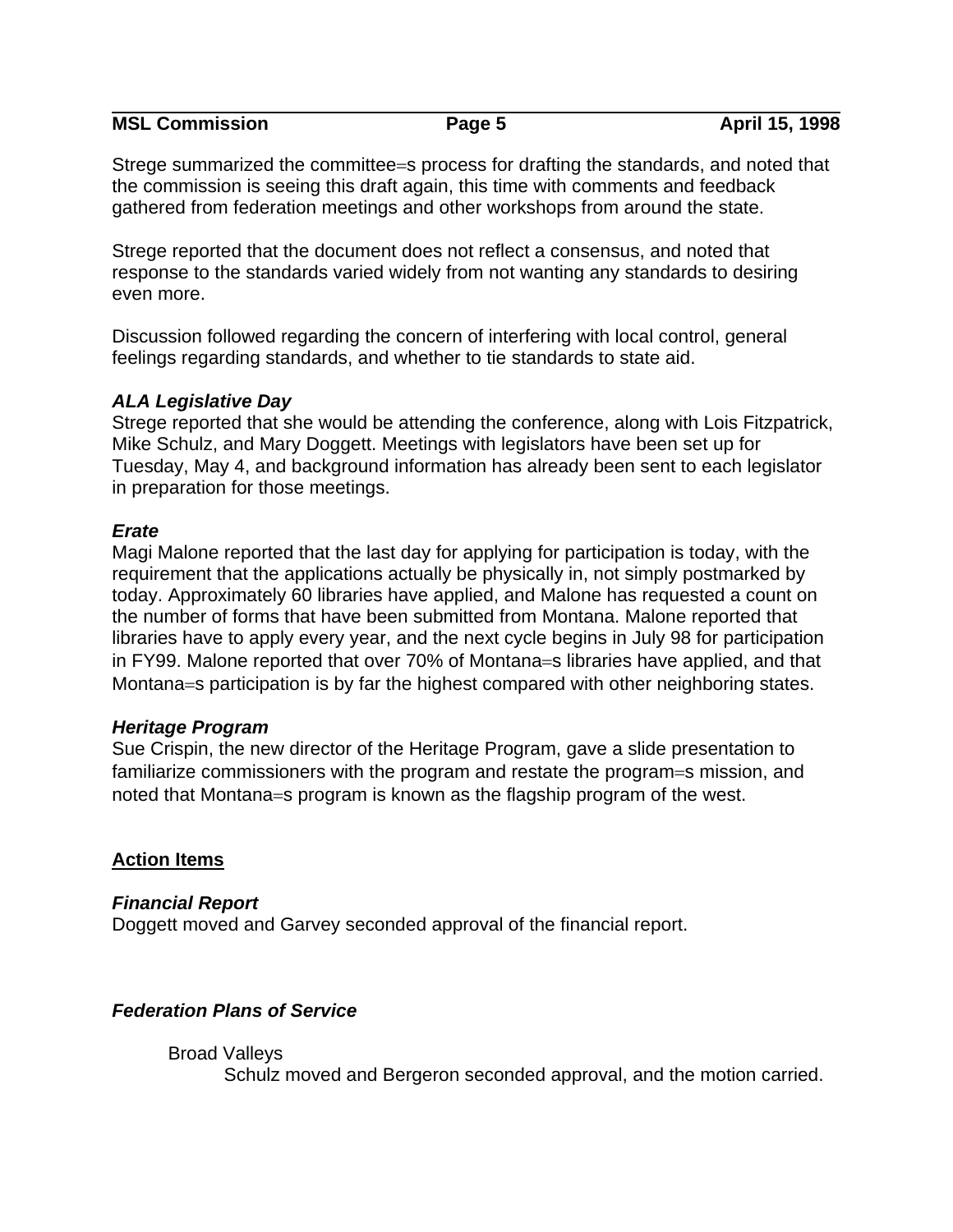Strege summarized the committee=s process for drafting the standards, and noted that the commission is seeing this draft again, this time with comments and feedback gathered from federation meetings and other workshops from around the state.

Strege reported that the document does not reflect a consensus, and noted that response to the standards varied widely from not wanting any standards to desiring even more.

Discussion followed regarding the concern of interfering with local control, general feelings regarding standards, and whether to tie standards to state aid.

***ALA Legislative Day***

Strege reported that she would be attending the conference, along with Lois Fitzpatrick, Mike Schulz, and Mary Doggett. Meetings with legislators have been set up for Tuesday, May 4, and background information has already been sent to each legislator in preparation for those meetings.

***Erate***

Magi Malone reported that the last day for applying for participation is today, with the requirement that the applications actually be physically in, not simply postmarked by today. Approximately 60 libraries have applied, and Malone has requested a count on the number of forms that have been submitted from Montana. Malone reported that libraries have to apply every year, and the next cycle begins in July 98 for participation in FY99. Malone reported that over 70% of Montana=s libraries have applied, and that Montana=s participation is by far the highest compared with other neighboring states.

***Heritage Program***

Sue Crispin, the new director of the Heritage Program, gave a slide presentation to familiarize commissioners with the program and restate the program=s mission, and noted that Montana=s program is known as the flagship program of the west.

## Action Items

***Financial Report***

Doggett moved and Garvey seconded approval of the financial report.

***Federation Plans of Service***

Broad Valleys

Schulz moved and Bergeron seconded approval, and the motion carried.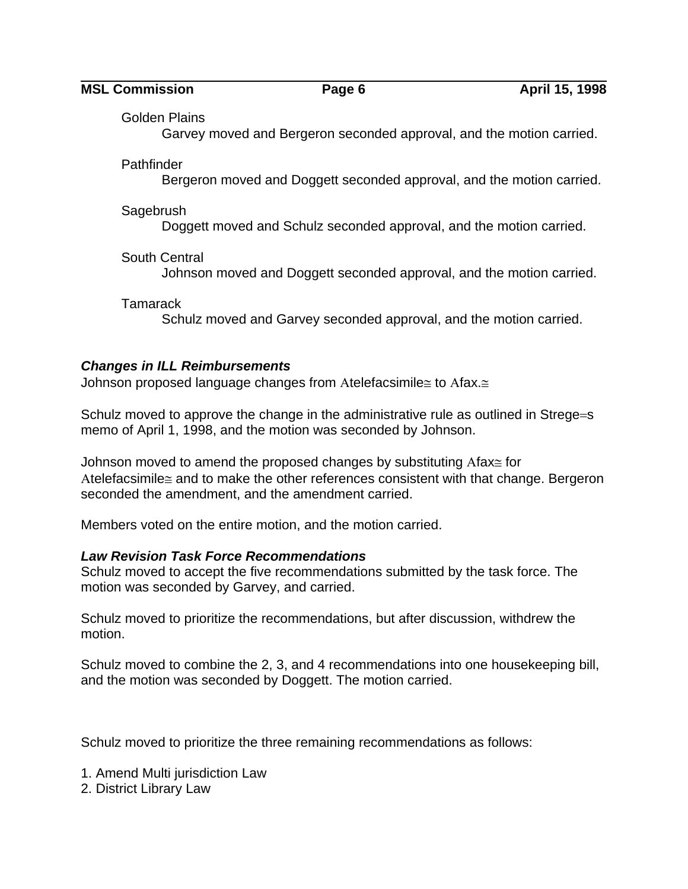Golden Plains

Garvey moved and Bergeron seconded approval, and the motion carried.

Pathfinder

Bergeron moved and Doggett seconded approval, and the motion carried.

Sagebrush

Doggett moved and Schulz seconded approval, and the motion carried.

South Central

Johnson moved and Doggett seconded approval, and the motion carried.

Tamarack

Schulz moved and Garvey seconded approval, and the motion carried.

***Changes in ILL Reimbursements***

Johnson proposed language changes from Atelefacsimile≅ to Afax.≅

Schulz moved to approve the change in the administrative rule as outlined in Strege=s memo of April 1, 1998, and the motion was seconded by Johnson.

Johnson moved to amend the proposed changes by substituting Afax≅ for Atelefacsimile≅ and to make the other references consistent with that change. Bergeron seconded the amendment, and the amendment carried.

Members voted on the entire motion, and the motion carried.

***Law Revision Task Force Recommendations***

Schulz moved to accept the five recommendations submitted by the task force. The motion was seconded by Garvey, and carried.

Schulz moved to prioritize the recommendations, but after discussion, withdrew the motion.

Schulz moved to combine the 2, 3, and 4 recommendations into one housekeeping bill, and the motion was seconded by Doggett. The motion carried.

Schulz moved to prioritize the three remaining recommendations as follows:

1. Amend Multi jurisdiction Law
2. District Library Law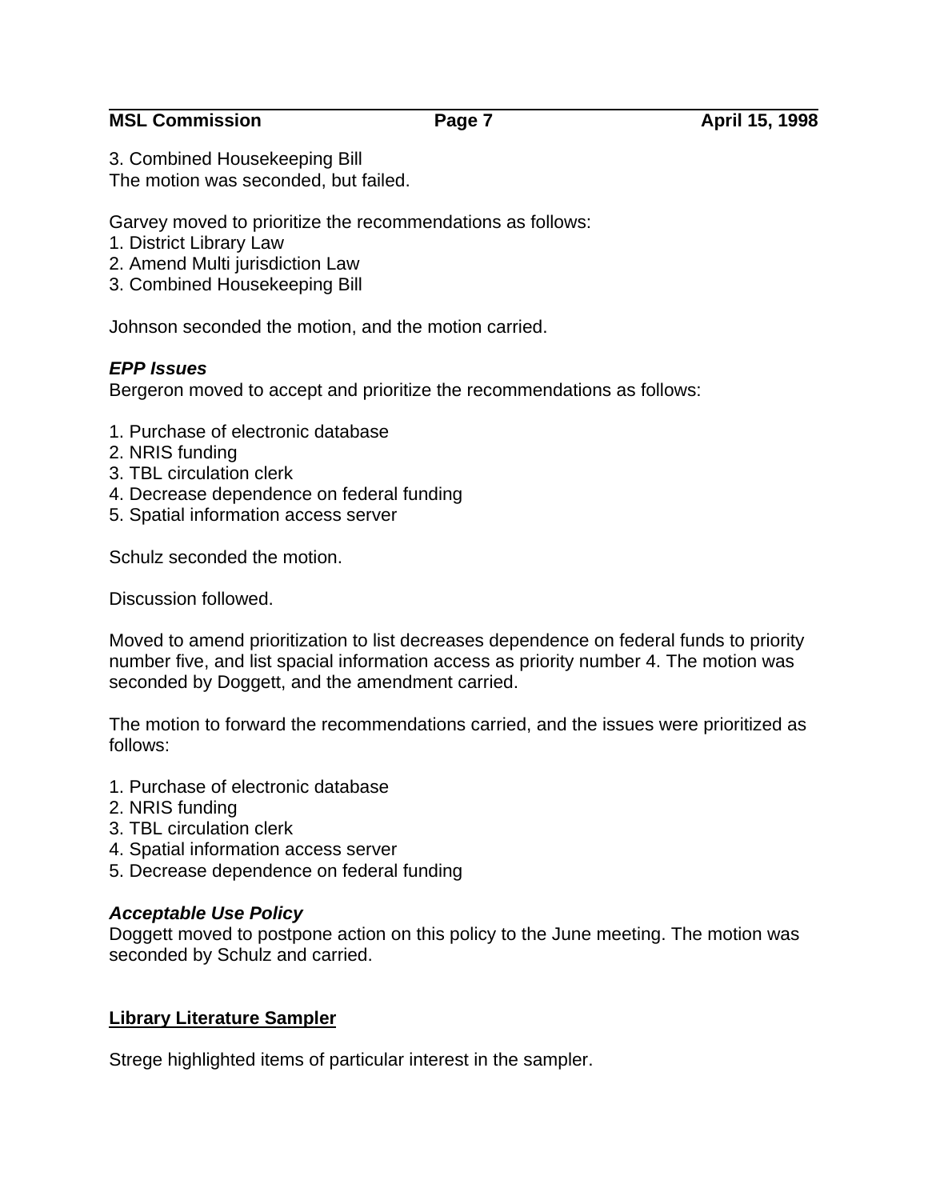3. Combined Housekeeping Bill
The motion was seconded, but failed.

Garvey moved to prioritize the recommendations as follows:
1. District Library Law
2. Amend Multi jurisdiction Law
3. Combined Housekeeping Bill

Johnson seconded the motion, and the motion carried.

***EPP Issues***
Bergeron moved to accept and prioritize the recommendations as follows:

1. Purchase of electronic database
2. NRIS funding
3. TBL circulation clerk
4. Decrease dependence on federal funding
5. Spatial information access server

Schulz seconded the motion.

Discussion followed.

Moved to amend prioritization to list decreases dependence on federal funds to priority number five, and list spacial information access as priority number 4. The motion was seconded by Doggett, and the amendment carried.

The motion to forward the recommendations carried, and the issues were prioritized as follows:

1. Purchase of electronic database
2. NRIS funding
3. TBL circulation clerk
4. Spatial information access server
5. Decrease dependence on federal funding

***Acceptable Use Policy***
Doggett moved to postpone action on this policy to the June meeting. The motion was seconded by Schulz and carried.

## Library Literature Sampler

Strege highlighted items of particular interest in the sampler.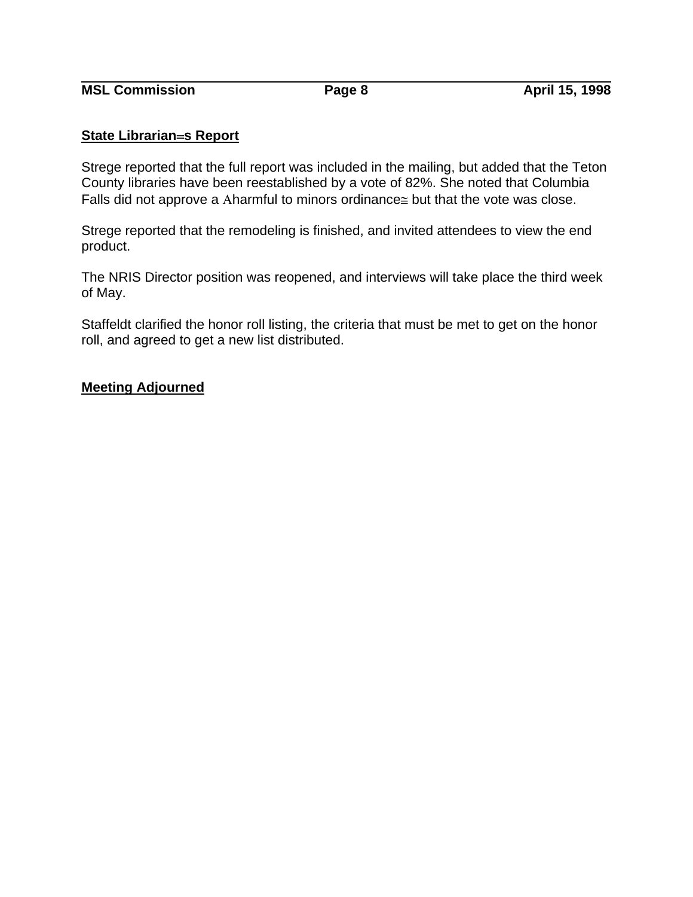**State Librarian=s Report**

Strege reported that the full report was included in the mailing, but added that the Teton County libraries have been reestablished by a vote of 82%. She noted that Columbia Falls did not approve a Aharmful to minors ordinance≅ but that the vote was close.

Strege reported that the remodeling is finished, and invited attendees to view the end product.

The NRIS Director position was reopened, and interviews will take place the third week of May.

Staffeldt clarified the honor roll listing, the criteria that must be met to get on the honor roll, and agreed to get a new list distributed.

**Meeting Adjourned**